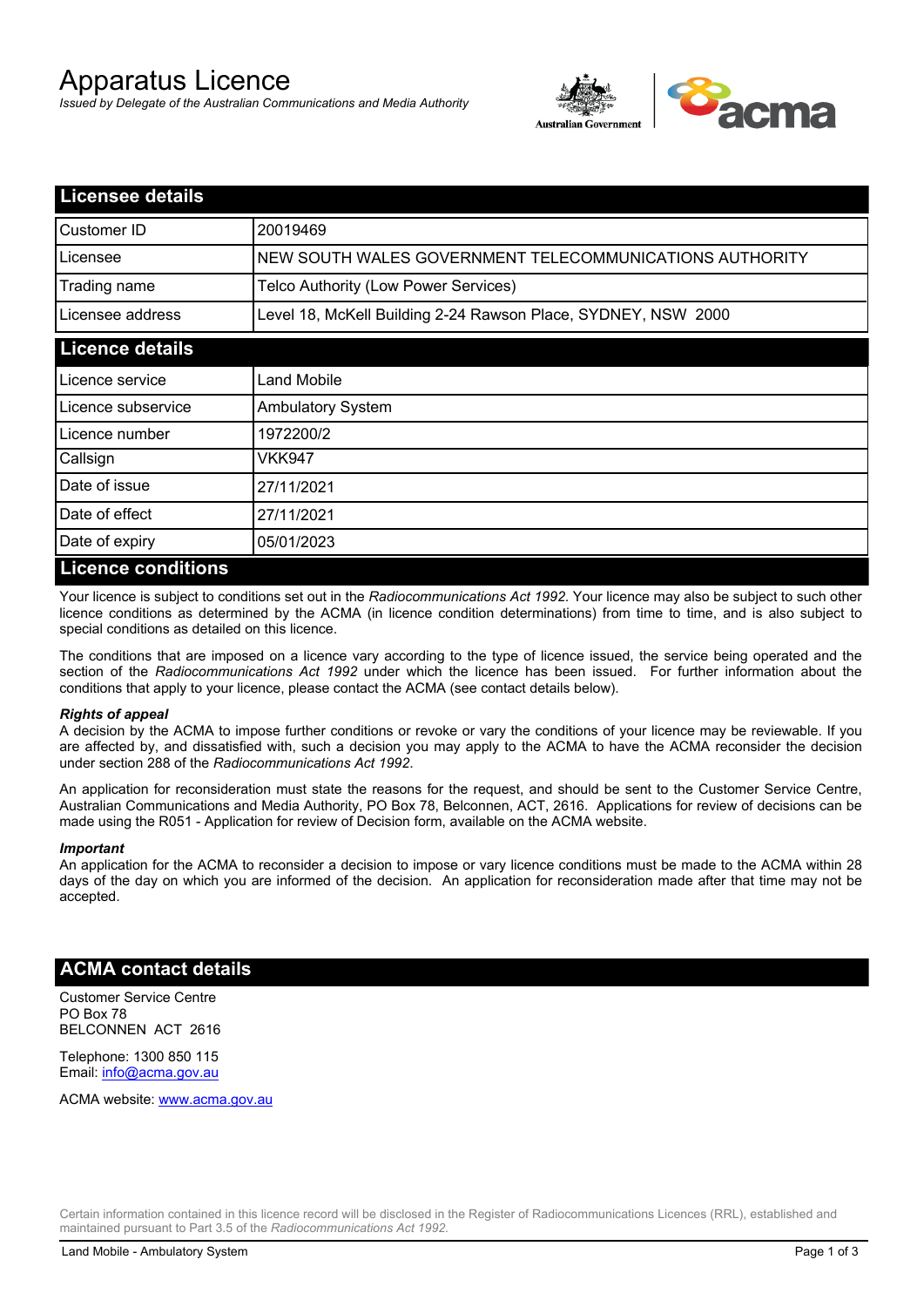# Apparatus Licence

*Issued by Delegate of the Australian Communications and Media Authority*

## Licensee details

| | |
|---|---|
| Customer ID | 20019469 |
| Licensee | NEW SOUTH WALES GOVERNMENT TELECOMMUNICATIONS AUTHORITY |
| Trading name | Telco Authority (Low Power Services) |
| Licensee address | Level 18, McKell Building 2-24 Rawson Place, SYDNEY, NSW 2000 |

## Licence details

| | |
|---|---|
| Licence service | Land Mobile |
| Licence subservice | Ambulatory System |
| Licence number | 1972200/2 |
| Callsign | VKK947 |
| Date of issue | 27/11/2021 |
| Date of effect | 27/11/2021 |
| Date of expiry | 05/01/2023 |

## Licence conditions

Your licence is subject to conditions set out in the *Radiocommunications Act 1992*. Your licence may also be subject to such other licence conditions as determined by the ACMA (in licence condition determinations) from time to time, and is also subject to special conditions as detailed on this licence.

The conditions that are imposed on a licence vary according to the type of licence issued, the service being operated and the section of the *Radiocommunications Act 1992* under which the licence has been issued. For further information about the conditions that apply to your licence, please contact the ACMA (see contact details below).

***Rights of appeal***

A decision by the ACMA to impose further conditions or revoke or vary the conditions of your licence may be reviewable. If you are affected by, and dissatisfied with, such a decision you may apply to the ACMA to have the ACMA reconsider the decision under section 288 of the *Radiocommunications Act 1992*.

An application for reconsideration must state the reasons for the request, and should be sent to the Customer Service Centre, Australian Communications and Media Authority, PO Box 78, Belconnen, ACT, 2616. Applications for review of decisions can be made using the R051 - Application for review of Decision form, available on the ACMA website.

***Important***

An application for the ACMA to reconsider a decision to impose or vary licence conditions must be made to the ACMA within 28 days of the day on which you are informed of the decision. An application for reconsideration made after that time may not be accepted.

## ACMA contact details

Customer Service Centre
PO Box 78
BELCONNEN ACT 2616

Telephone: 1300 850 115
Email: info@acma.gov.au

ACMA website: www.acma.gov.au

Certain information contained in this licence record will be disclosed in the Register of Radiocommunications Licences (RRL), established and maintained pursuant to Part 3.5 of the *Radiocommunications Act 1992.*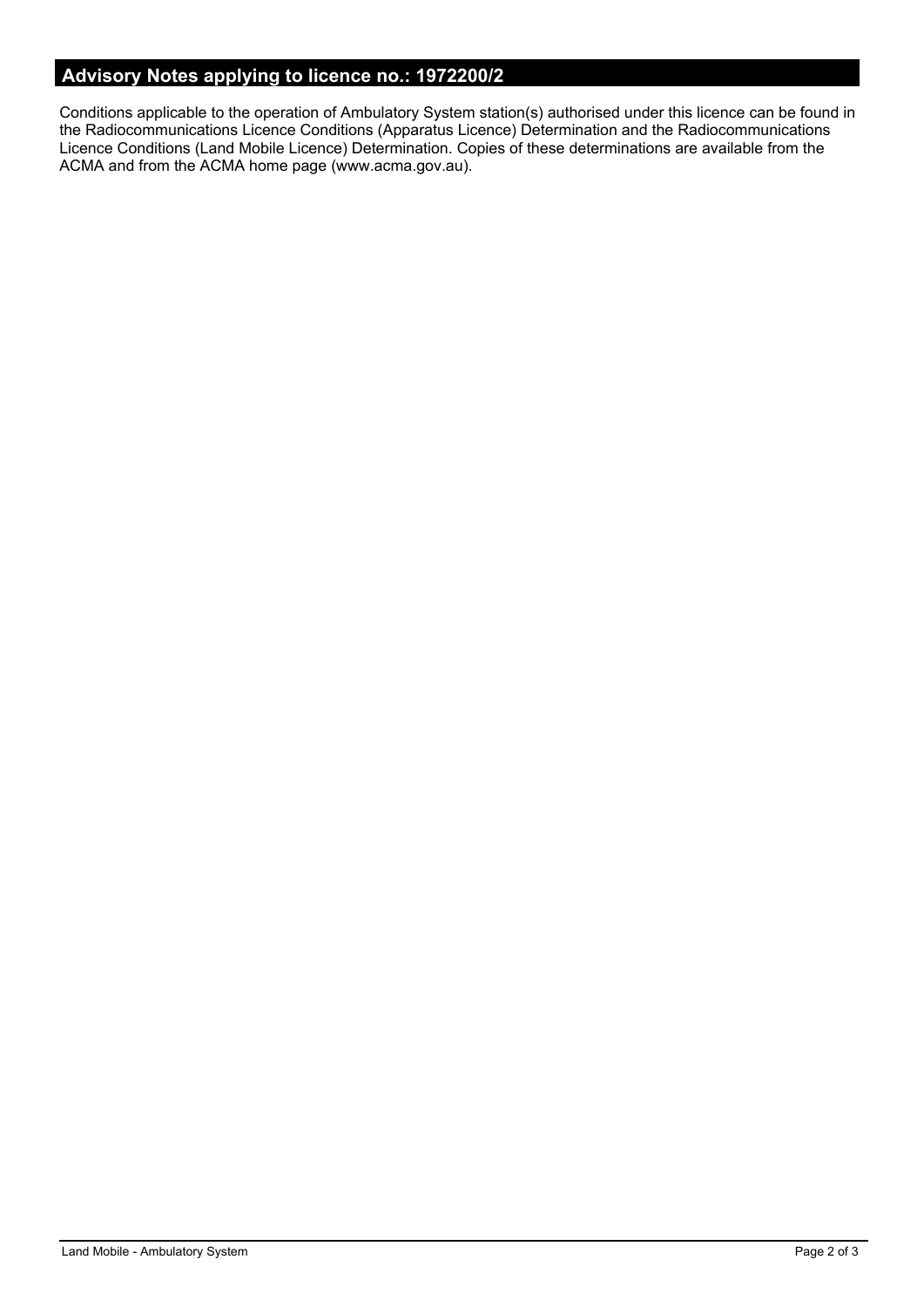## Advisory Notes applying to licence no.: 1972200/2

Conditions applicable to the operation of Ambulatory System station(s) authorised under this licence can be found in the Radiocommunications Licence Conditions (Apparatus Licence) Determination and the Radiocommunications Licence Conditions (Land Mobile Licence) Determination. Copies of these determinations are available from the ACMA and from the ACMA home page (www.acma.gov.au).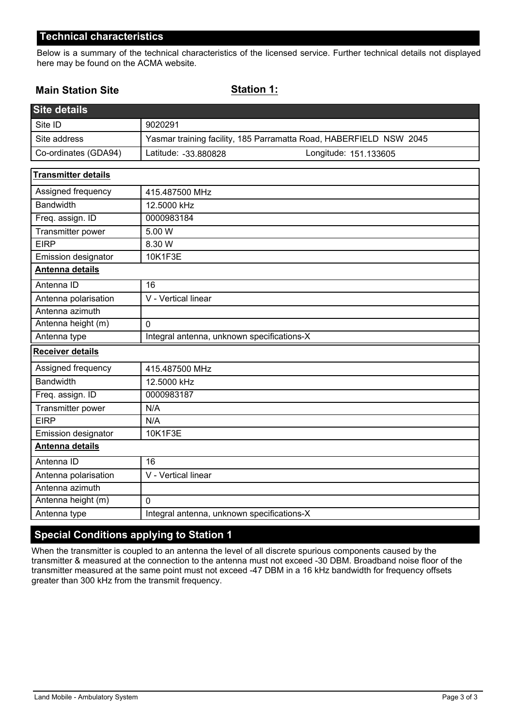## Technical characteristics

Below is a summary of the technical characteristics of the licensed service. Further technical details not displayed here may be found on the ACMA website.

**Main Station Site** **Station 1:**

| Site details | |
|---|---|
| Site ID | 9020291 |
| Site address | Yasmar training facility, 185 Parramatta Road, HABERFIELD NSW 2045 |
| Co-ordinates (GDA94) | Latitude: -33.880828 Longitude: 151.133605 |

| Transmitter details | |
|---|---|
| Assigned frequency | 415.487500 MHz |
| Bandwidth | 12.5000 kHz |
| Freq. assign. ID | 0000983184 |
| Transmitter power | 5.00 W |
| EIRP | 8.30 W |
| Emission designator | 10K1F3E |
| **Antenna details** | |
| Antenna ID | 16 |
| Antenna polarisation | V - Vertical linear |
| Antenna azimuth | |
| Antenna height (m) | 0 |
| Antenna type | Integral antenna, unknown specifications-X |

| Receiver details | |
|---|---|
| Assigned frequency | 415.487500 MHz |
| Bandwidth | 12.5000 kHz |
| Freq. assign. ID | 0000983187 |
| Transmitter power | N/A |
| EIRP | N/A |
| Emission designator | 10K1F3E |
| **Antenna details** | |
| Antenna ID | 16 |
| Antenna polarisation | V - Vertical linear |
| Antenna azimuth | |
| Antenna height (m) | 0 |
| Antenna type | Integral antenna, unknown specifications-X |

## Special Conditions applying to Station 1

When the transmitter is coupled to an antenna the level of all discrete spurious components caused by the transmitter & measured at the connection to the antenna must not exceed -30 DBM. Broadband noise floor of the transmitter measured at the same point must not exceed -47 DBM in a 16 kHz bandwidth for frequency offsets greater than 300 kHz from the transmit frequency.